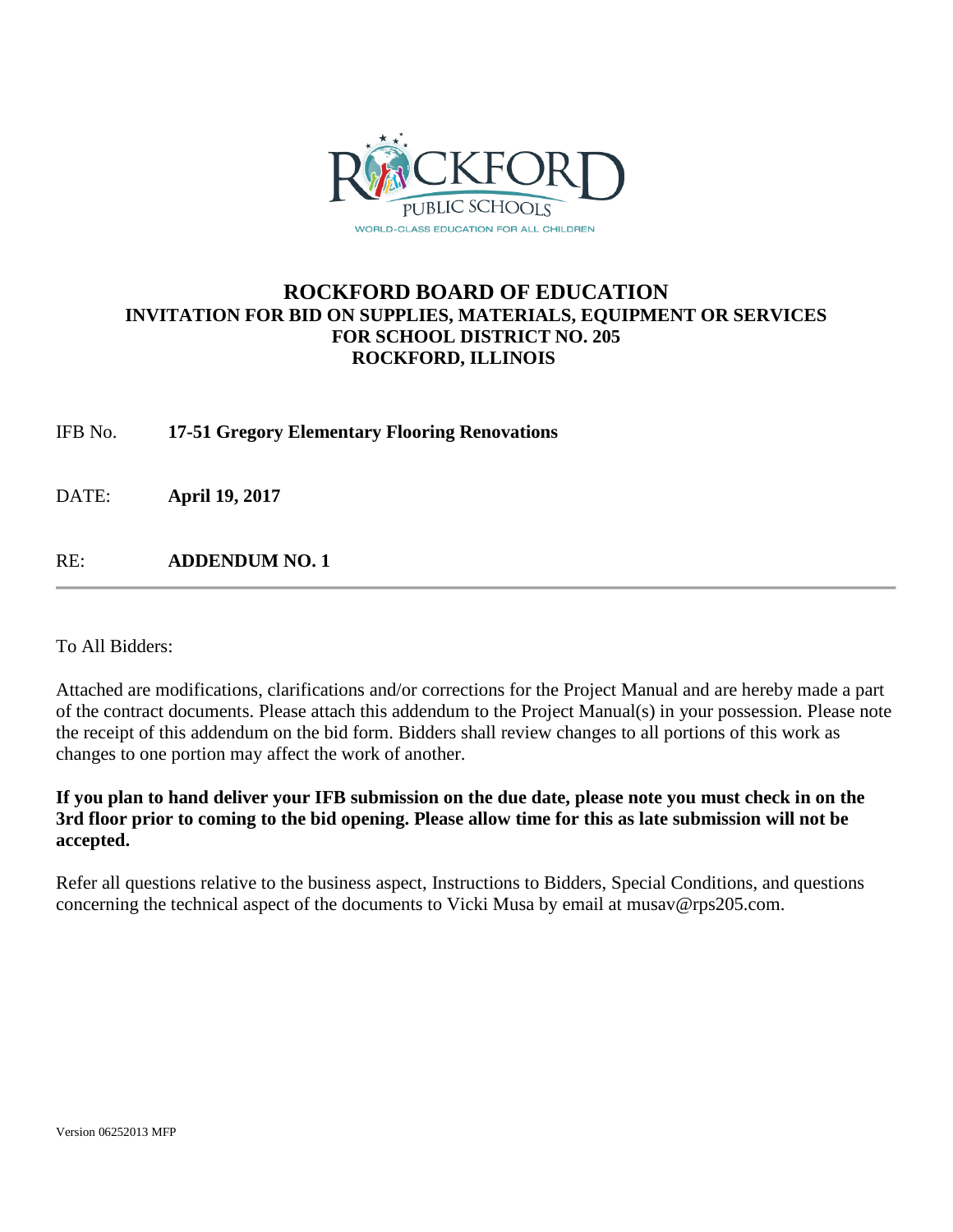# ROCKFORD BOARD OF EDUCATION

## INVITATION FOR BID ON SUPPLIES, MATERIALS, EQUIPMENT OR SERVICES FOR SCHOOL DISTRICT NO. 205 ROCKFORD, ILLINOIS

IFB No. **17-51 Gregory Elementary Flooring Renovations**

DATE: **April 19, 2017**

RE: **ADDENDUM NO. 1**

---

To All Bidders:

Attached are modifications, clarifications and/or corrections for the Project Manual and are hereby made a part of the contract documents. Please attach this addendum to the Project Manual(s) in your possession. Please note the receipt of this addendum on the bid form. Bidders shall review changes to all portions of this work as changes to one portion may affect the work of another.

**If you plan to hand deliver your IFB submission on the due date, please note you must check in on the 3rd floor prior to coming to the bid opening. Please allow time for this as late submission will not be accepted.**

Refer all questions relative to the business aspect, Instructions to Bidders, Special Conditions, and questions concerning the technical aspect of the documents to Vicki Musa by email at musav@rps205.com.

Version 06252013 MFP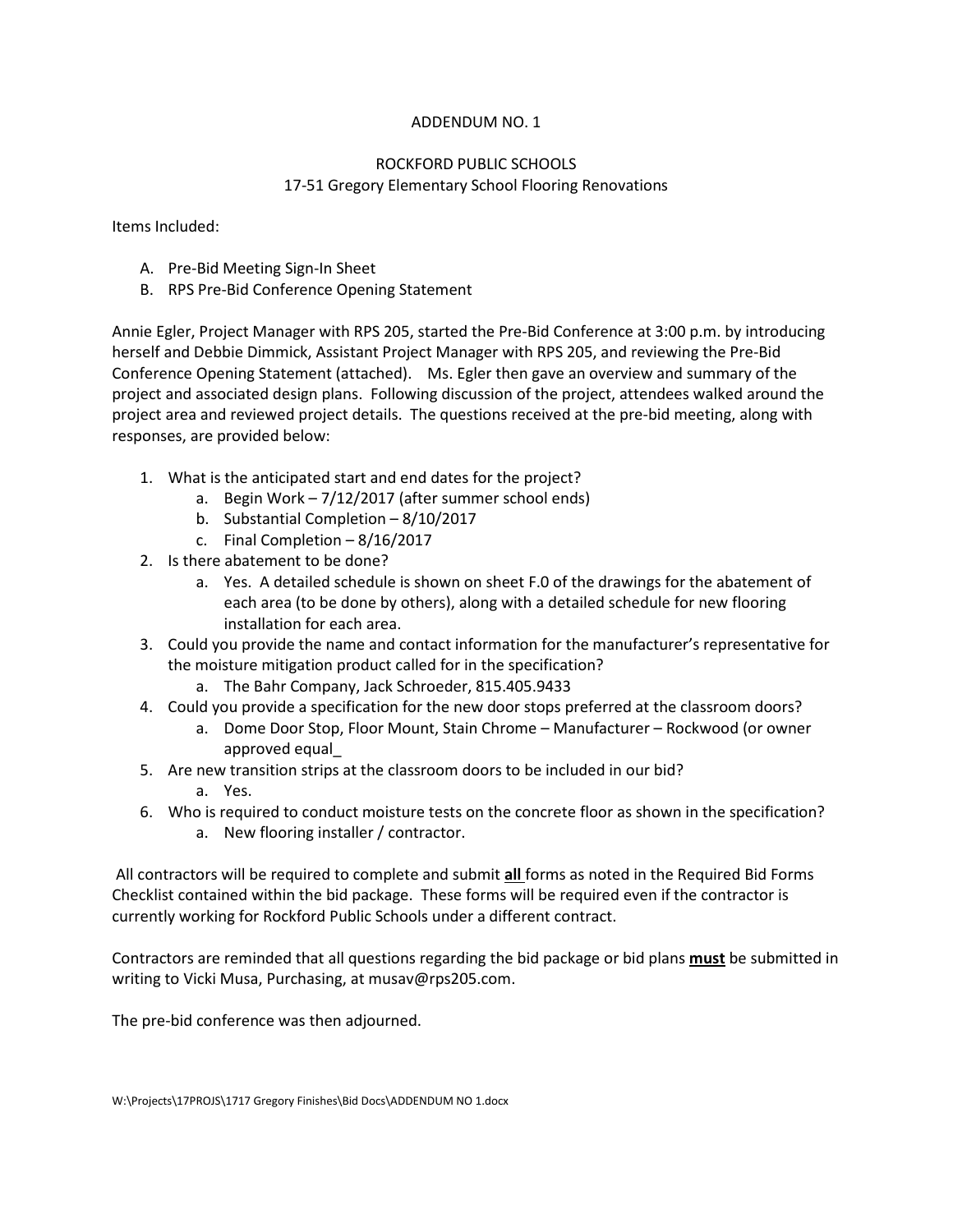ADDENDUM NO. 1

ROCKFORD PUBLIC SCHOOLS
17-51 Gregory Elementary School Flooring Renovations

Items Included:

A. Pre-Bid Meeting Sign-In Sheet
B. RPS Pre-Bid Conference Opening Statement

Annie Egler, Project Manager with RPS 205, started the Pre-Bid Conference at 3:00 p.m. by introducing herself and Debbie Dimmick, Assistant Project Manager with RPS 205, and reviewing the Pre-Bid Conference Opening Statement (attached). Ms. Egler then gave an overview and summary of the project and associated design plans. Following discussion of the project, attendees walked around the project area and reviewed project details. The questions received at the pre-bid meeting, along with responses, are provided below:

1. What is the anticipated start and end dates for the project?
    a. Begin Work – 7/12/2017 (after summer school ends)
    b. Substantial Completion – 8/10/2017
    c. Final Completion – 8/16/2017
2. Is there abatement to be done?
    a. Yes. A detailed schedule is shown on sheet F.0 of the drawings for the abatement of each area (to be done by others), along with a detailed schedule for new flooring installation for each area.
3. Could you provide the name and contact information for the manufacturer's representative for the moisture mitigation product called for in the specification?
    a. The Bahr Company, Jack Schroeder, 815.405.9433
4. Could you provide a specification for the new door stops preferred at the classroom doors?
    a. Dome Door Stop, Floor Mount, Stain Chrome – Manufacturer – Rockwood (or owner approved equal_
5. Are new transition strips at the classroom doors to be included in our bid?
    a. Yes.
6. Who is required to conduct moisture tests on the concrete floor as shown in the specification?
    a. New flooring installer / contractor.

All contractors will be required to complete and submit **all** forms as noted in the Required Bid Forms Checklist contained within the bid package. These forms will be required even if the contractor is currently working for Rockford Public Schools under a different contract.

Contractors are reminded that all questions regarding the bid package or bid plans **must** be submitted in writing to Vicki Musa, Purchasing, at musav@rps205.com.

The pre-bid conference was then adjourned.

W:\Projects\17PROJS\1717 Gregory Finishes\Bid Docs\ADDENDUM NO 1.docx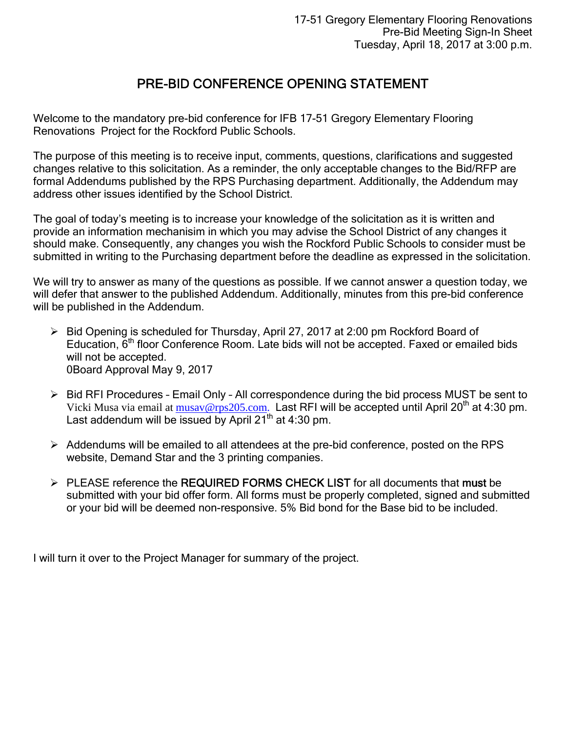17-51 Gregory Elementary Flooring Renovations
Pre-Bid Meeting Sign-In Sheet
Tuesday, April 18, 2017 at 3:00 p.m.

# PRE-BID CONFERENCE OPENING STATEMENT

Welcome to the mandatory pre-bid conference for IFB 17-51 Gregory Elementary Flooring Renovations Project for the Rockford Public Schools.

The purpose of this meeting is to receive input, comments, questions, clarifications and suggested changes relative to this solicitation. As a reminder, the only acceptable changes to the Bid/RFP are formal Addendums published by the RPS Purchasing department. Additionally, the Addendum may address other issues identified by the School District.

The goal of today's meeting is to increase your knowledge of the solicitation as it is written and provide an information mechanisim in which you may advise the School District of any changes it should make. Consequently, any changes you wish the Rockford Public Schools to consider must be submitted in writing to the Purchasing department before the deadline as expressed in the solicitation.

We will try to answer as many of the questions as possible. If we cannot answer a question today, we will defer that answer to the published Addendum. Additionally, minutes from this pre-bid conference will be published in the Addendum.

- Bid Opening is scheduled for Thursday, April 27, 2017 at 2:00 pm Rockford Board of Education, 6th floor Conference Room. Late bids will not be accepted. Faxed or emailed bids will not be accepted.
  0Board Approval May 9, 2017

- Bid RFI Procedures – Email Only – All correspondence during the bid process MUST be sent to Vicki Musa via email at musav@rps205.com. Last RFI will be accepted until April 20th at 4:30 pm. Last addendum will be issued by April 21th at 4:30 pm.

- Addendums will be emailed to all attendees at the pre-bid conference, posted on the RPS website, Demand Star and the 3 printing companies.

- PLEASE reference the **REQUIRED FORMS CHECK LIST** for all documents that **must** be submitted with your bid offer form. All forms must be properly completed, signed and submitted or your bid will be deemed non-responsive. 5% Bid bond for the Base bid to be included.

I will turn it over to the Project Manager for summary of the project.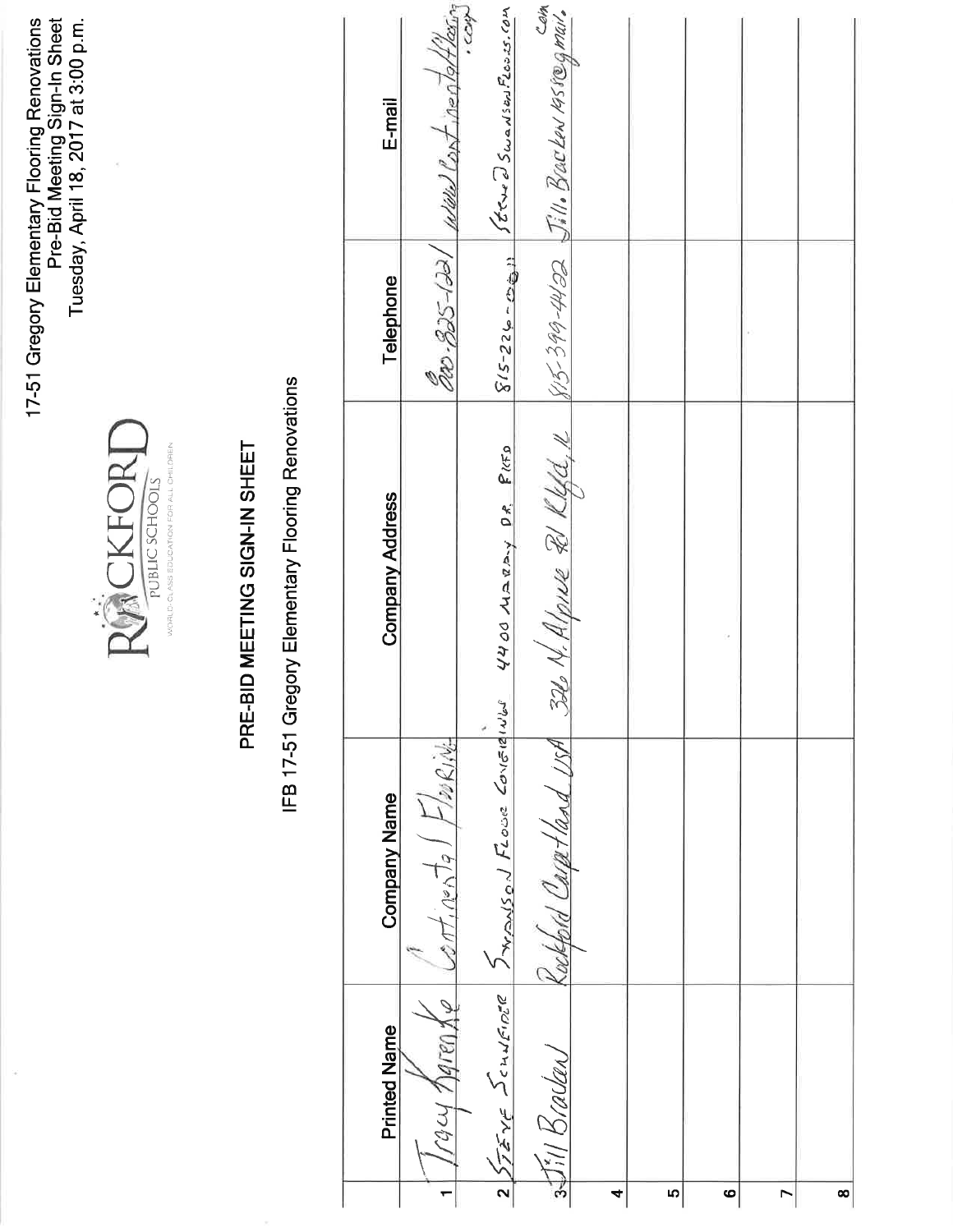17-51 Gregory Elementary Flooring Renovations
Pre-Bid Meeting Sign-In Sheet
Tuesday, April 18, 2017 at 3:00 p.m.

ROCKFORD PUBLIC SCHOOLS
WORLD-CLASS EDUCATION FOR ALL CHILDREN

# PRE-BID MEETING SIGN-IN SHEET

## IFB 17-51 Gregory Elementary Flooring Renovations

| | Printed Name | Company Name | Company Address | Telephone | E-mail |
|---|---|---|---|---|---|
| 1 | Tracy Karenke | Continental Flooring | | 800-825-1221 | www.continentalflooring.com |
| 2 | Steve Schneider | Swanson Floor Coverings | 4400 Marray Dr. Rkfd | 815-226-0011 | Steve@SwansonFloors.com |
| 3 | Jill Bracken | Rockford Carpet Land USA | 326 N. Alpine Rd Rkfd, IL | 815-399-4422 | Jill.Bracken1958@gmail.com |
| 4 | | | | | |
| 5 | | | | | |
| 6 | | | | | |
| 7 | | | | | |
| 8 | | | | | |